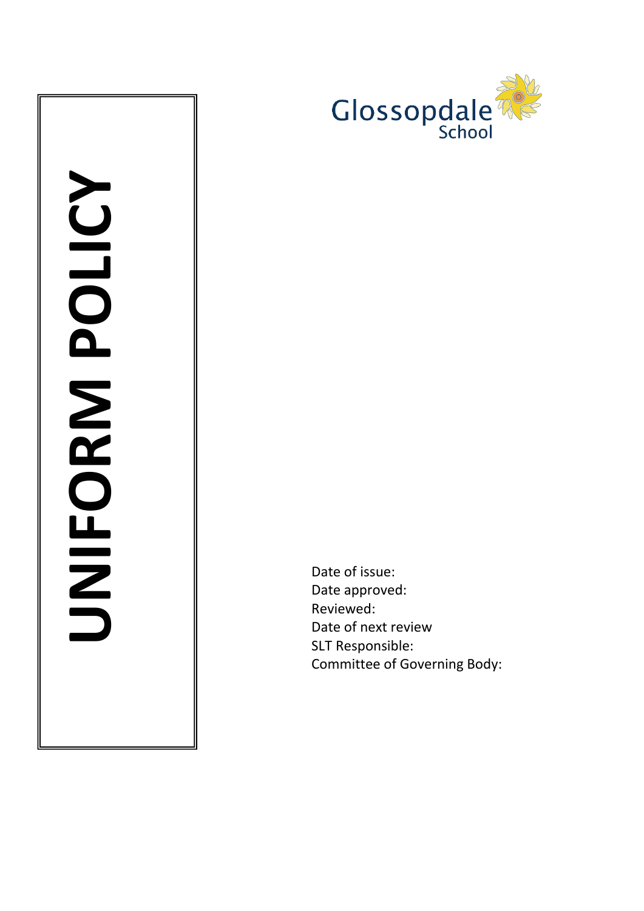# UNIFORM POLICY

Glossopdale
School

Date of issue:
Date approved:
Reviewed:
Date of next review
SLT Responsible:
Committee of Governing Body: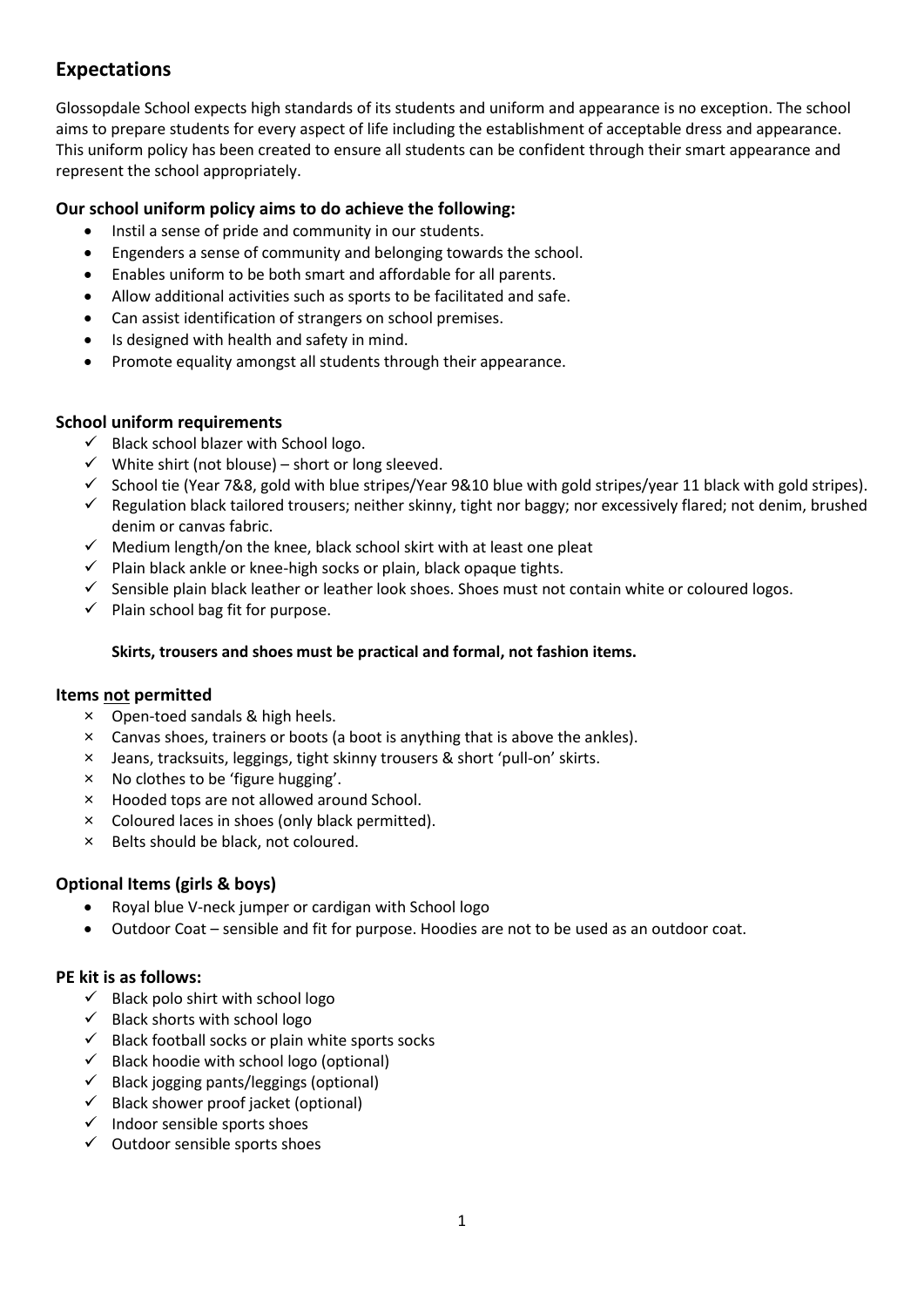## Expectations

Glossopdale School expects high standards of its students and uniform and appearance is no exception. The school aims to prepare students for every aspect of life including the establishment of acceptable dress and appearance. This uniform policy has been created to ensure all students can be confident through their smart appearance and represent the school appropriately.

### Our school uniform policy aims to do achieve the following:

- Instil a sense of pride and community in our students.
- Engenders a sense of community and belonging towards the school.
- Enables uniform to be both smart and affordable for all parents.
- Allow additional activities such as sports to be facilitated and safe.
- Can assist identification of strangers on school premises.
- Is designed with health and safety in mind.
- Promote equality amongst all students through their appearance.

### School uniform requirements

- ✓ Black school blazer with School logo.
- ✓ White shirt (not blouse) – short or long sleeved.
- ✓ School tie (Year 7&8, gold with blue stripes/Year 9&10 blue with gold stripes/year 11 black with gold stripes).
- ✓ Regulation black tailored trousers; neither skinny, tight nor baggy; nor excessively flared; not denim, brushed denim or canvas fabric.
- ✓ Medium length/on the knee, black school skirt with at least one pleat
- ✓ Plain black ankle or knee-high socks or plain, black opaque tights.
- ✓ Sensible plain black leather or leather look shoes. Shoes must not contain white or coloured logos.
- ✓ Plain school bag fit for purpose.

**Skirts, trousers and shoes must be practical and formal, not fashion items.**

### Items <u>not</u> permitted

- × Open-toed sandals & high heels.
- × Canvas shoes, trainers or boots (a boot is anything that is above the ankles).
- × Jeans, tracksuits, leggings, tight skinny trousers & short 'pull-on' skirts.
- × No clothes to be 'figure hugging'.
- × Hooded tops are not allowed around School.
- × Coloured laces in shoes (only black permitted).
- × Belts should be black, not coloured.

### Optional Items (girls & boys)

- Royal blue V-neck jumper or cardigan with School logo
- Outdoor Coat – sensible and fit for purpose. Hoodies are not to be used as an outdoor coat.

### PE kit is as follows:

- ✓ Black polo shirt with school logo
- ✓ Black shorts with school logo
- ✓ Black football socks or plain white sports socks
- ✓ Black hoodie with school logo (optional)
- ✓ Black jogging pants/leggings (optional)
- ✓ Black shower proof jacket (optional)
- ✓ Indoor sensible sports shoes
- ✓ Outdoor sensible sports shoes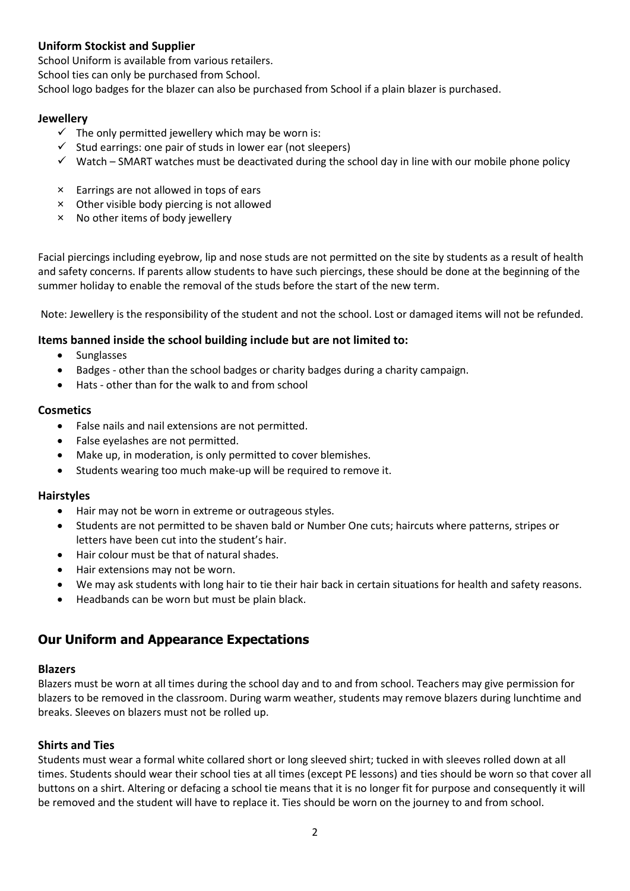### Uniform Stockist and Supplier

School Uniform is available from various retailers.

School ties can only be purchased from School.

School logo badges for the blazer can also be purchased from School if a plain blazer is purchased.

### Jewellery

- ✓ The only permitted jewellery which may be worn is:
- ✓ Stud earrings: one pair of studs in lower ear (not sleepers)
- ✓ Watch – SMART watches must be deactivated during the school day in line with our mobile phone policy

- × Earrings are not allowed in tops of ears
- × Other visible body piercing is not allowed
- × No other items of body jewellery

Facial piercings including eyebrow, lip and nose studs are not permitted on the site by students as a result of health and safety concerns. If parents allow students to have such piercings, these should be done at the beginning of the summer holiday to enable the removal of the studs before the start of the new term.

Note: Jewellery is the responsibility of the student and not the school. Lost or damaged items will not be refunded.

### Items banned inside the school building include but are not limited to:

- Sunglasses
- Badges - other than the school badges or charity badges during a charity campaign.
- Hats - other than for the walk to and from school

### Cosmetics

- False nails and nail extensions are not permitted.
- False eyelashes are not permitted.
- Make up, in moderation, is only permitted to cover blemishes.
- Students wearing too much make-up will be required to remove it.

### Hairstyles

- Hair may not be worn in extreme or outrageous styles.
- Students are not permitted to be shaven bald or Number One cuts; haircuts where patterns, stripes or letters have been cut into the student's hair.
- Hair colour must be that of natural shades.
- Hair extensions may not be worn.
- We may ask students with long hair to tie their hair back in certain situations for health and safety reasons.
- Headbands can be worn but must be plain black.

## Our Uniform and Appearance Expectations

### Blazers

Blazers must be worn at all times during the school day and to and from school. Teachers may give permission for blazers to be removed in the classroom. During warm weather, students may remove blazers during lunchtime and breaks. Sleeves on blazers must not be rolled up.

### Shirts and Ties

Students must wear a formal white collared short or long sleeved shirt; tucked in with sleeves rolled down at all times. Students should wear their school ties at all times (except PE lessons) and ties should be worn so that cover all buttons on a shirt. Altering or defacing a school tie means that it is no longer fit for purpose and consequently it will be removed and the student will have to replace it. Ties should be worn on the journey to and from school.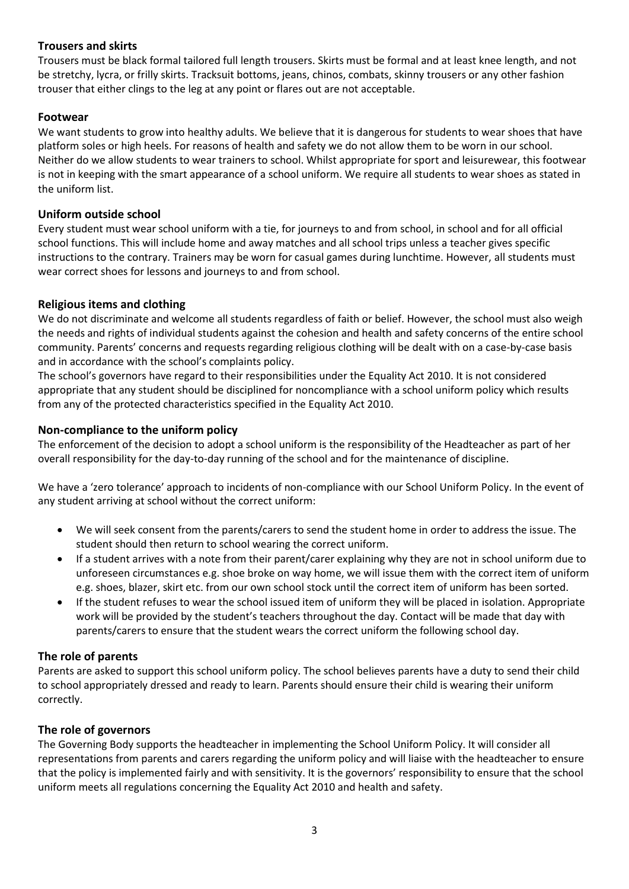### Trousers and skirts

Trousers must be black formal tailored full length trousers. Skirts must be formal and at least knee length, and not be stretchy, lycra, or frilly skirts. Tracksuit bottoms, jeans, chinos, combats, skinny trousers or any other fashion trouser that either clings to the leg at any point or flares out are not acceptable.

### Footwear

We want students to grow into healthy adults. We believe that it is dangerous for students to wear shoes that have platform soles or high heels. For reasons of health and safety we do not allow them to be worn in our school. Neither do we allow students to wear trainers to school. Whilst appropriate for sport and leisurewear, this footwear is not in keeping with the smart appearance of a school uniform. We require all students to wear shoes as stated in the uniform list.

### Uniform outside school

Every student must wear school uniform with a tie, for journeys to and from school, in school and for all official school functions. This will include home and away matches and all school trips unless a teacher gives specific instructions to the contrary. Trainers may be worn for casual games during lunchtime. However, all students must wear correct shoes for lessons and journeys to and from school.

### Religious items and clothing

We do not discriminate and welcome all students regardless of faith or belief. However, the school must also weigh the needs and rights of individual students against the cohesion and health and safety concerns of the entire school community. Parents' concerns and requests regarding religious clothing will be dealt with on a case-by-case basis and in accordance with the school's complaints policy.

The school's governors have regard to their responsibilities under the Equality Act 2010. It is not considered appropriate that any student should be disciplined for noncompliance with a school uniform policy which results from any of the protected characteristics specified in the Equality Act 2010.

### Non-compliance to the uniform policy

The enforcement of the decision to adopt a school uniform is the responsibility of the Headteacher as part of her overall responsibility for the day-to-day running of the school and for the maintenance of discipline.

We have a 'zero tolerance' approach to incidents of non-compliance with our School Uniform Policy. In the event of any student arriving at school without the correct uniform:

- We will seek consent from the parents/carers to send the student home in order to address the issue. The student should then return to school wearing the correct uniform.
- If a student arrives with a note from their parent/carer explaining why they are not in school uniform due to unforeseen circumstances e.g. shoe broke on way home, we will issue them with the correct item of uniform e.g. shoes, blazer, skirt etc. from our own school stock until the correct item of uniform has been sorted.
- If the student refuses to wear the school issued item of uniform they will be placed in isolation. Appropriate work will be provided by the student's teachers throughout the day. Contact will be made that day with parents/carers to ensure that the student wears the correct uniform the following school day.

### The role of parents

Parents are asked to support this school uniform policy. The school believes parents have a duty to send their child to school appropriately dressed and ready to learn. Parents should ensure their child is wearing their uniform correctly.

### The role of governors

The Governing Body supports the headteacher in implementing the School Uniform Policy. It will consider all representations from parents and carers regarding the uniform policy and will liaise with the headteacher to ensure that the policy is implemented fairly and with sensitivity. It is the governors' responsibility to ensure that the school uniform meets all regulations concerning the Equality Act 2010 and health and safety.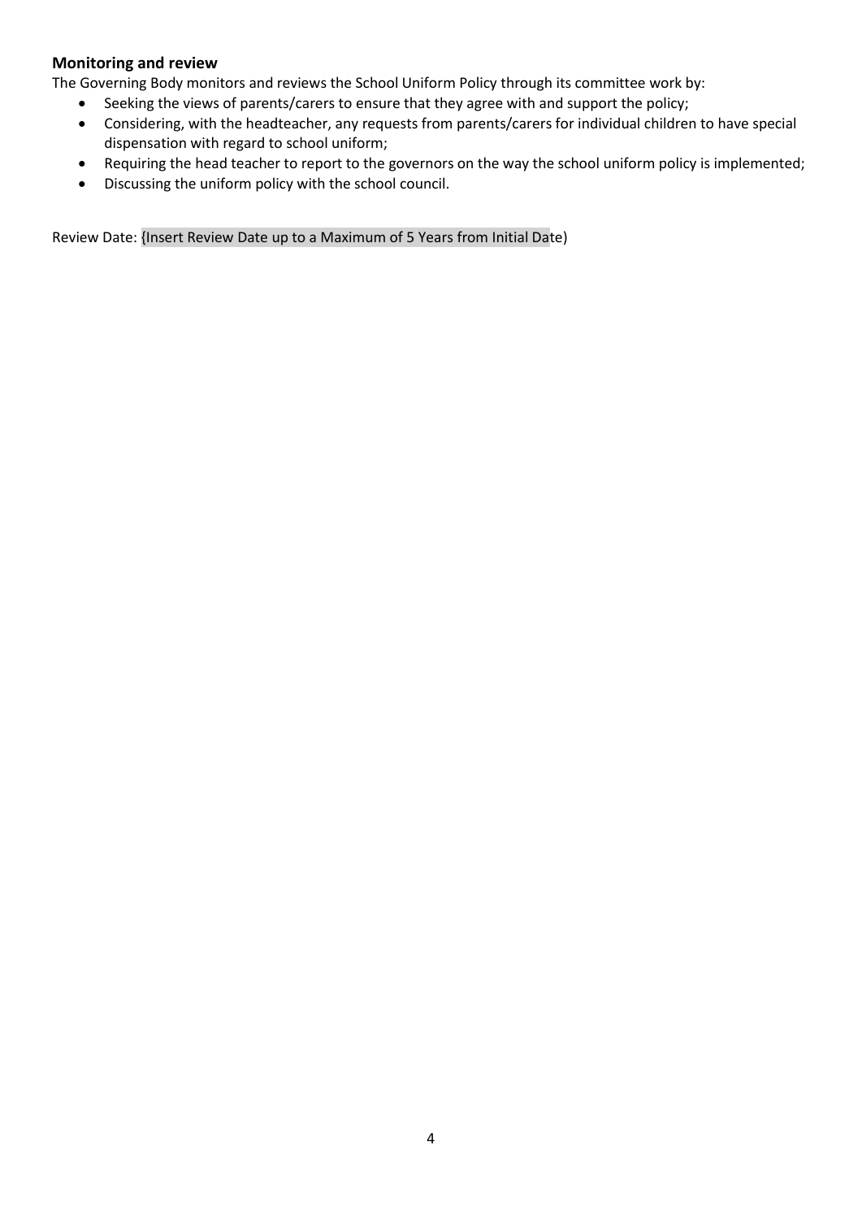**Monitoring and review**

The Governing Body monitors and reviews the School Uniform Policy through its committee work by:

- Seeking the views of parents/carers to ensure that they agree with and support the policy;
- Considering, with the headteacher, any requests from parents/carers for individual children to have special dispensation with regard to school uniform;
- Requiring the head teacher to report to the governors on the way the school uniform policy is implemented;
- Discussing the uniform policy with the school council.

Review Date: {Insert Review Date up to a Maximum of 5 Years from Initial Date)